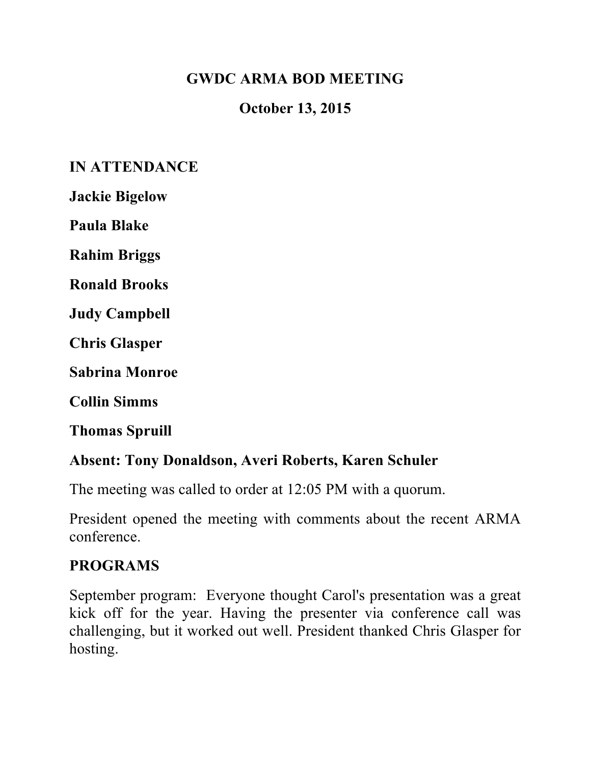# GWDC ARMA BOD MEETING

## October 13, 2015

**IN ATTENDANCE**

**Jackie Bigelow**

**Paula Blake**

**Rahim Briggs**

**Ronald Brooks**

**Judy Campbell**

**Chris Glasper**

**Sabrina Monroe**

**Collin Simms**

**Thomas Spruill**

**Absent: Tony Donaldson, Averi Roberts, Karen Schuler**

The meeting was called to order at 12:05 PM with a quorum.

President opened the meeting with comments about the recent ARMA conference.

**PROGRAMS**

September program: Everyone thought Carol's presentation was a great kick off for the year. Having the presenter via conference call was challenging, but it worked out well. President thanked Chris Glasper for hosting.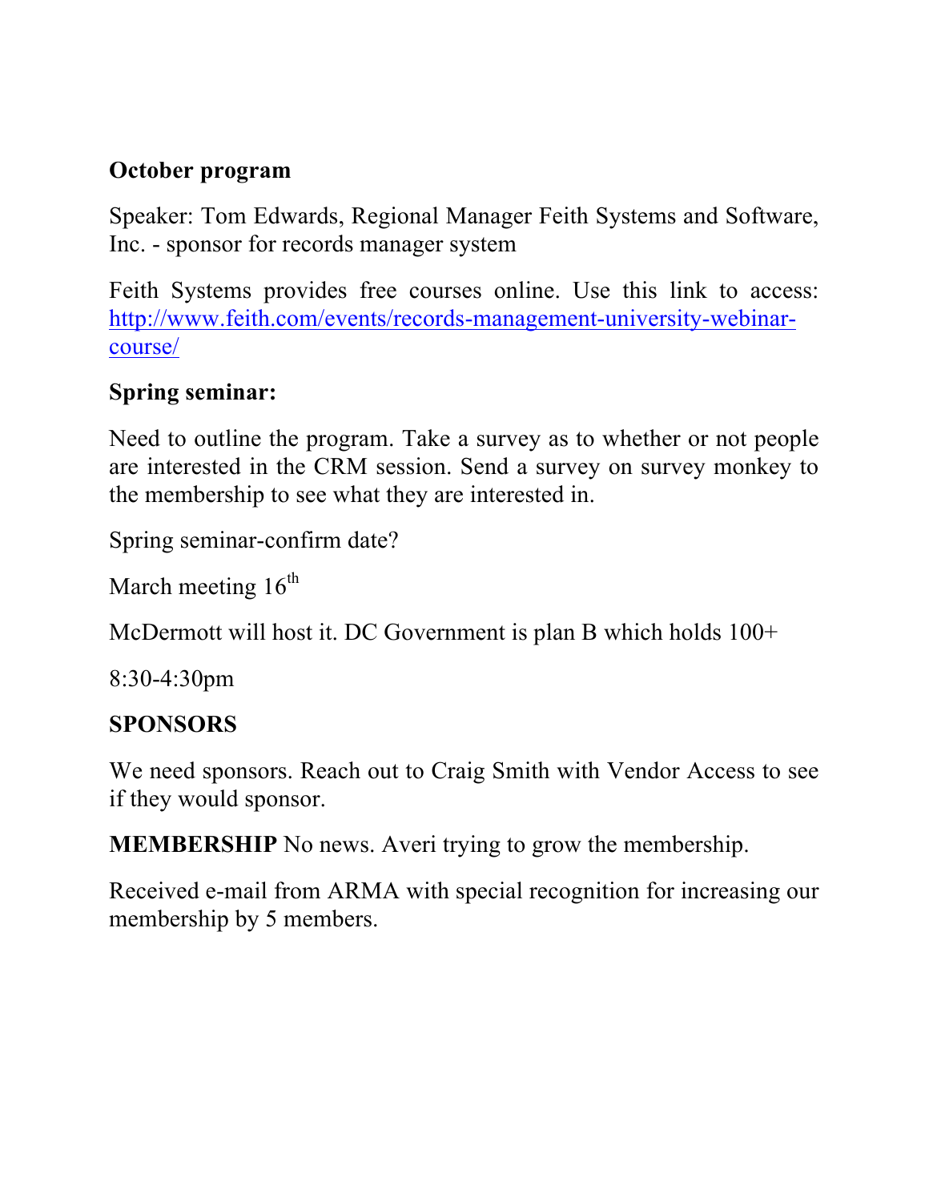**October program**

Speaker: Tom Edwards, Regional Manager Feith Systems and Software, Inc. - sponsor for records manager system

Feith Systems provides free courses online. Use this link to access: http://www.feith.com/events/records-management-university-webinar-course/

**Spring seminar:**

Need to outline the program. Take a survey as to whether or not people are interested in the CRM session. Send a survey on survey monkey to the membership to see what they are interested in.

Spring seminar-confirm date?

March meeting 16th

McDermott will host it. DC Government is plan B which holds 100+

8:30-4:30pm

**SPONSORS**

We need sponsors. Reach out to Craig Smith with Vendor Access to see if they would sponsor.

**MEMBERSHIP** No news. Averi trying to grow the membership.

Received e-mail from ARMA with special recognition for increasing our membership by 5 members.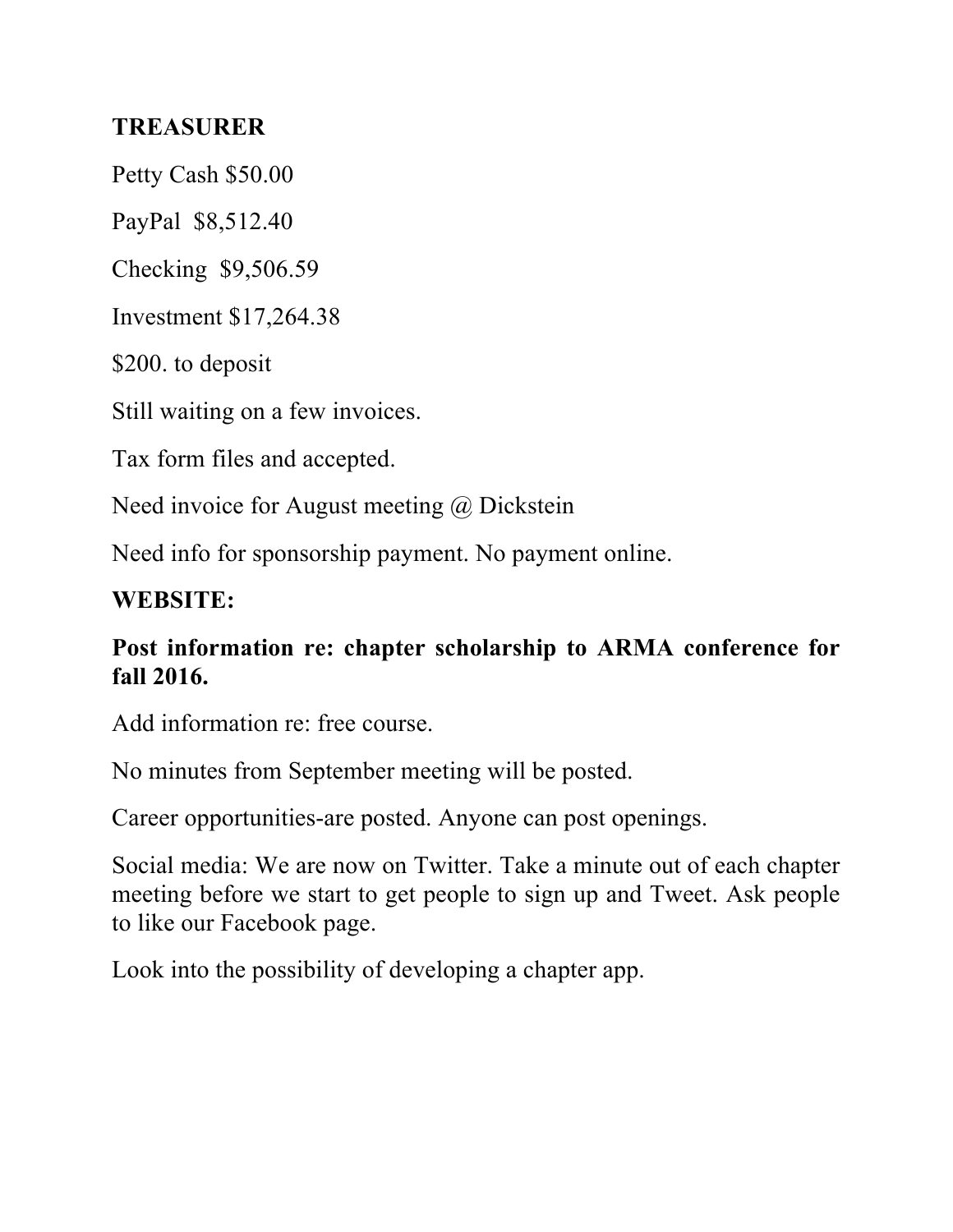**TREASURER**

Petty Cash $50.00

PayPal $8,512.40

Checking $9,506.59

Investment $17,264.38

$200. to deposit

Still waiting on a few invoices.

Tax form files and accepted.

Need invoice for August meeting @ Dickstein

Need info for sponsorship payment. No payment online.

**WEBSITE:**

**Post information re: chapter scholarship to ARMA conference for fall 2016.**

Add information re: free course.

No minutes from September meeting will be posted.

Career opportunities-are posted. Anyone can post openings.

Social media: We are now on Twitter. Take a minute out of each chapter meeting before we start to get people to sign up and Tweet. Ask people to like our Facebook page.

Look into the possibility of developing a chapter app.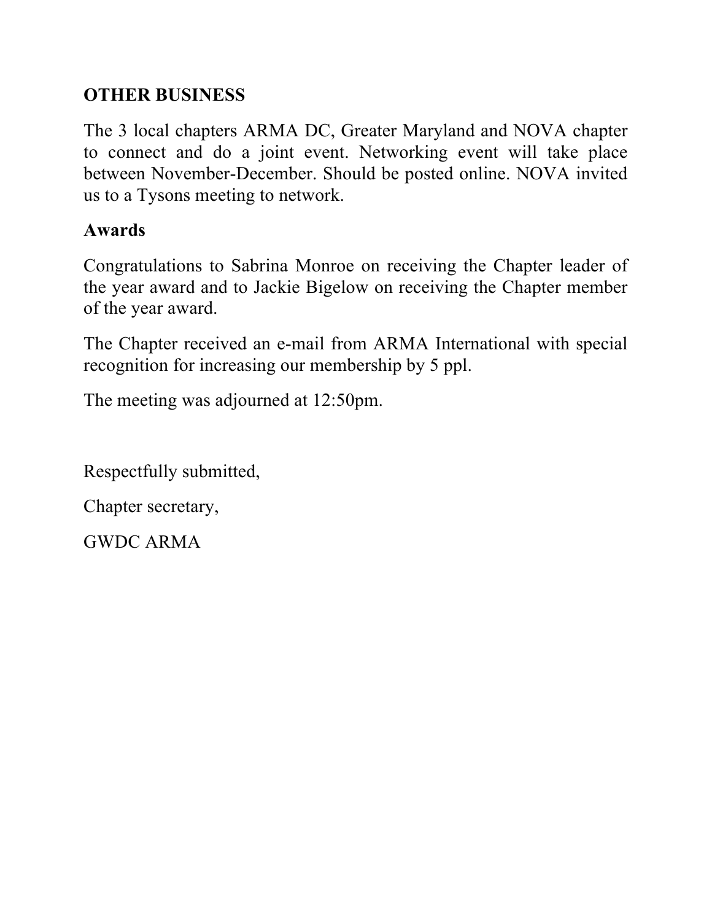**OTHER BUSINESS**

The 3 local chapters ARMA DC, Greater Maryland and NOVA chapter to connect and do a joint event. Networking event will take place between November-December. Should be posted online. NOVA invited us to a Tysons meeting to network.

**Awards**

Congratulations to Sabrina Monroe on receiving the Chapter leader of the year award and to Jackie Bigelow on receiving the Chapter member of the year award.

The Chapter received an e-mail from ARMA International with special recognition for increasing our membership by 5 ppl.

The meeting was adjourned at 12:50pm.

Respectfully submitted,

Chapter secretary,

GWDC ARMA